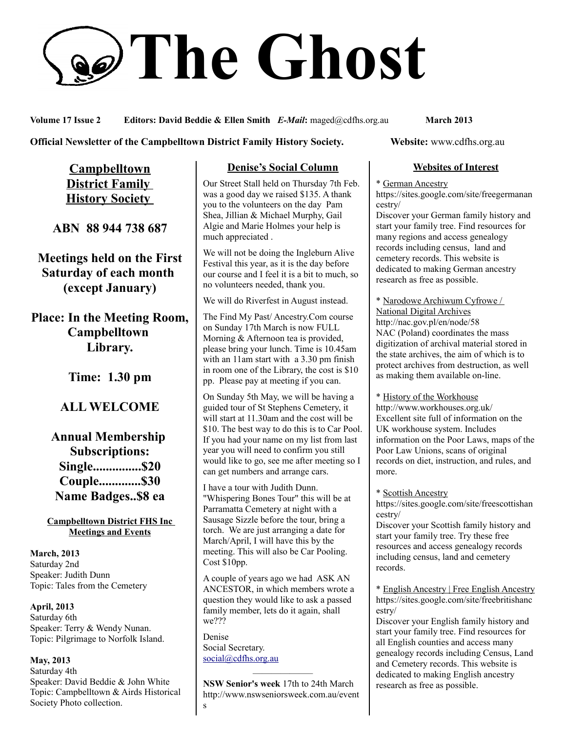# The Ghost

**Volume 17 Issue 2** **Editors: David Beddie & Ellen Smith** ***E-Mail*:** maged@cdfhs.org.au **March 2013**

**Official Newsletter of the Campbelltown District Family History Society.** **Website:** www.cdfhs.org.au

## Campbelltown District Family History Society

**ABN 88 944 738 687**

**Meetings held on the First Saturday of each month (except January)**

**Place: In the Meeting Room, Campbelltown Library.**

**Time: 1.30 pm**

**ALL WELCOME**

**Annual Membership Subscriptions:**
**Single...............$20**
**Couple.............$30**
**Name Badges..$8 ea**

### Campbelltown District FHS Inc Meetings and Events

**March, 2013**
Saturday 2nd
Speaker: Judith Dunn
Topic: Tales from the Cemetery

**April, 2013**
Saturday 6th
Speaker: Terry & Wendy Nunan.
Topic: Pilgrimage to Norfolk Island.

**May, 2013**
Saturday 4th
Speaker: David Beddie & John White
Topic: Campbelltown & Airds Historical Society Photo collection.

## Denise's Social Column

Our Street Stall held on Thursday 7th Feb. was a good day we raised $135. A thank you to the volunteers on the day Pam Shea, Jillian & Michael Murphy, Gail Algie and Marie Holmes your help is much appreciated .

We will not be doing the Ingleburn Alive Festival this year, as it is the day before our course and I feel it is a bit to much, so no volunteers needed, thank you.

We will do Riverfest in August instead.

The Find My Past/ Ancestry.Com course on Sunday 17th March is now FULL Morning & Afternoon tea is provided, please bring your lunch. Time is 10.45am with an 11am start with a 3.30 pm finish in room one of the Library, the cost is $10 pp. Please pay at meeting if you can.

On Sunday 5th May, we will be having a guided tour of St Stephens Cemetery, it will start at 11.30am and the cost will be $10. The best way to do this is to Car Pool. If you had your name on my list from last year you will need to confirm you still would like to go, see me after meeting so I can get numbers and arrange cars.

I have a tour with Judith Dunn. "Whispering Bones Tour" this will be at Parramatta Cemetery at night with a Sausage Sizzle before the tour, bring a torch. We are just arranging a date for March/April, I will have this by the meeting. This will also be Car Pooling. Cost $10pp.

A couple of years ago we had ASK AN ANCESTOR, in which members wrote a question they would like to ask a passed family member, lets do it again, shall we???

Denise
Social Secretary.
social@cdfhs.org.au

---

**NSW Senior's week** 17th to 24th March
http://www.nswseniorsweek.com.au/events

## Websites of Interest

\* German Ancestry
https://sites.google.com/site/freegermanancestry/
Discover your German family history and start your family tree. Find resources for many regions and access genealogy records including census, land and cemetery records. This website is dedicated to making German ancestry research as free as possible.

\* Narodowe Archiwum Cyfrowe / National Digital Archives
http://nac.gov.pl/en/node/58
NAC (Poland) coordinates the mass digitization of archival material stored in the state archives, the aim of which is to protect archives from destruction, as well as making them available on-line.

\* History of the Workhouse
http://www.workhouses.org.uk/
Excellent site full of information on the UK workhouse system. Includes information on the Poor Laws, maps of the Poor Law Unions, scans of original records on diet, instruction, and rules, and more.

\* Scottish Ancestry
https://sites.google.com/site/freescottishancestry/
Discover your Scottish family history and start your family tree. Try these free resources and access genealogy records including census, land and cemetery records.

\* English Ancestry | Free English Ancestry
https://sites.google.com/site/freebritishancestry/
Discover your English family history and start your family tree. Find resources for all English counties and access many genealogy records including Census, Land and Cemetery Records. This website is dedicated to making English ancestry research as free as possible.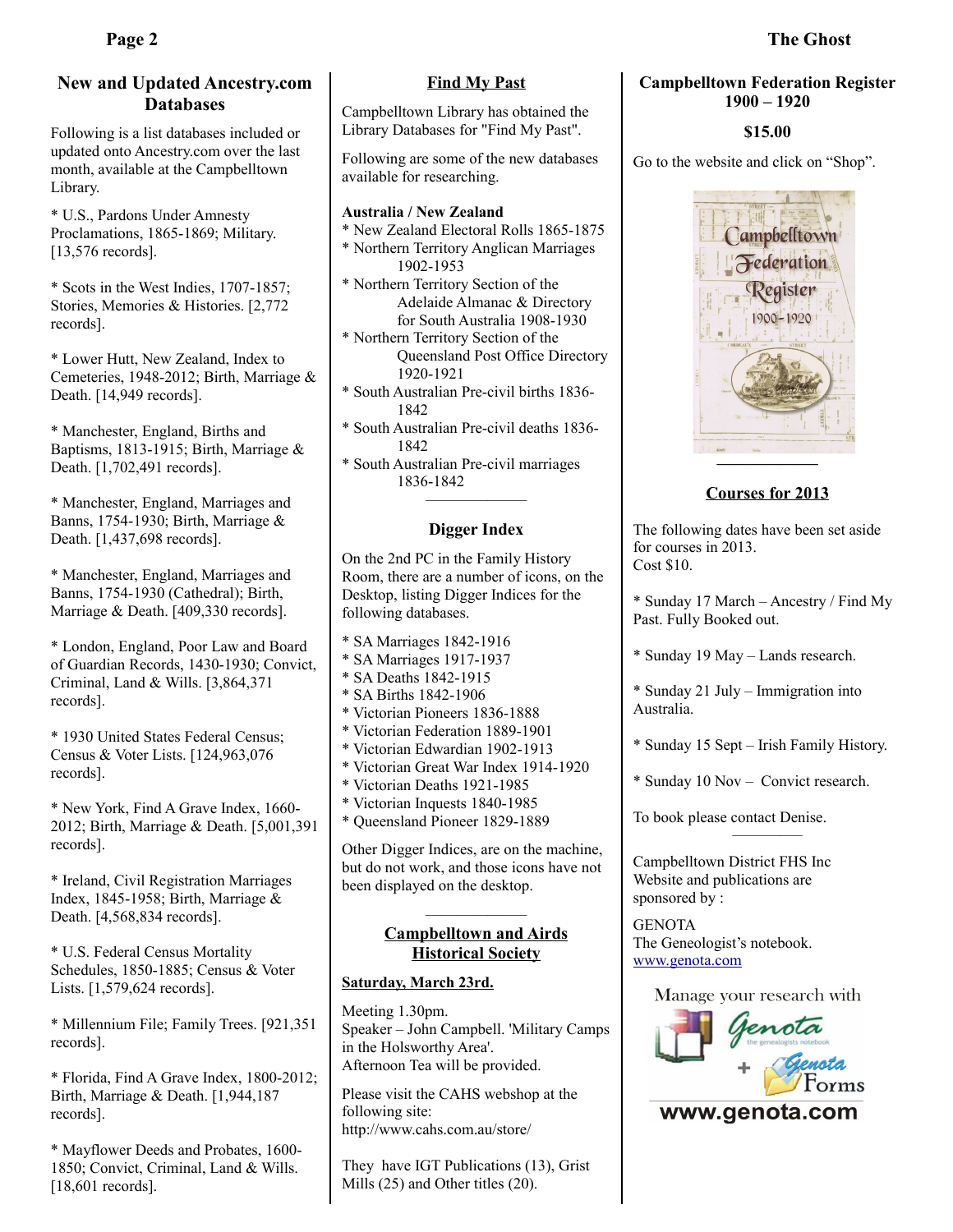## New and Updated Ancestry.com Databases

Following is a list databases included or updated onto Ancestry.com over the last month, available at the Campbelltown Library.

* U.S., Pardons Under Amnesty Proclamations, 1865-1869; Military. [13,576 records].

* Scots in the West Indies, 1707-1857; Stories, Memories & Histories. [2,772 records].

* Lower Hutt, New Zealand, Index to Cemeteries, 1948-2012; Birth, Marriage & Death. [14,949 records].

* Manchester, England, Births and Baptisms, 1813-1915; Birth, Marriage & Death. [1,702,491 records].

* Manchester, England, Marriages and Banns, 1754-1930; Birth, Marriage & Death. [1,437,698 records].

* Manchester, England, Marriages and Banns, 1754-1930 (Cathedral); Birth, Marriage & Death. [409,330 records].

* London, England, Poor Law and Board of Guardian Records, 1430-1930; Convict, Criminal, Land & Wills. [3,864,371 records].

* 1930 United States Federal Census; Census & Voter Lists. [124,963,076 records].

* New York, Find A Grave Index, 1660-2012; Birth, Marriage & Death. [5,001,391 records].

* Ireland, Civil Registration Marriages Index, 1845-1958; Birth, Marriage & Death. [4,568,834 records].

* U.S. Federal Census Mortality Schedules, 1850-1885; Census & Voter Lists. [1,579,624 records].

* Millennium File; Family Trees. [921,351 records].

* Florida, Find A Grave Index, 1800-2012; Birth, Marriage & Death. [1,944,187 records].

* Mayflower Deeds and Probates, 1600-1850; Convict, Criminal, Land & Wills. [18,601 records].

## Find My Past

Campbelltown Library has obtained the Library Databases for "Find My Past".

Following are some of the new databases available for researching.

**Australia / New Zealand**

* New Zealand Electoral Rolls 1865-1875
* Northern Territory Anglican Marriages 1902-1953
* Northern Territory Section of the Adelaide Almanac & Directory for South Australia 1908-1930
* Northern Territory Section of the Queensland Post Office Directory 1920-1921
* South Australian Pre-civil births 1836-1842
* South Australian Pre-civil deaths 1836-1842
* South Australian Pre-civil marriages 1836-1842

## Digger Index

On the 2nd PC in the Family History Room, there are a number of icons, on the Desktop, listing Digger Indices for the following databases.

* SA Marriages 1842-1916
* SA Marriages 1917-1937
* SA Deaths 1842-1915
* SA Births 1842-1906
* Victorian Pioneers 1836-1888
* Victorian Federation 1889-1901
* Victorian Edwardian 1902-1913
* Victorian Great War Index 1914-1920
* Victorian Deaths 1921-1985
* Victorian Inquests 1840-1985
* Queensland Pioneer 1829-1889

Other Digger Indices, are on the machine, but do not work, and those icons have not been displayed on the desktop.

## Campbelltown and Airds Historical Society

**Saturday, March 23rd.**

Meeting 1.30pm.
Speaker – John Campbell. 'Military Camps in the Holsworthy Area'.
Afternoon Tea will be provided.

Please visit the CAHS webshop at the following site:
http://www.cahs.com.au/store/

They have IGT Publications (13), Grist Mills (25) and Other titles (20).

## Campbelltown Federation Register 1900 – 1920

**$15.00**

Go to the website and click on "Shop".

## Courses for 2013

The following dates have been set aside for courses in 2013.
Cost $10.

* Sunday 17 March – Ancestry / Find My Past. Fully Booked out.

* Sunday 19 May – Lands research.

* Sunday 21 July – Immigration into Australia.

* Sunday 15 Sept – Irish Family History.

* Sunday 10 Nov – Convict research.

To book please contact Denise.

Campbelltown District FHS Inc Website and publications are sponsored by :

GENOTA
The Geneologist's notebook.
www.genota.com

Manage your research with Genota + Genota Forms
www.genota.com